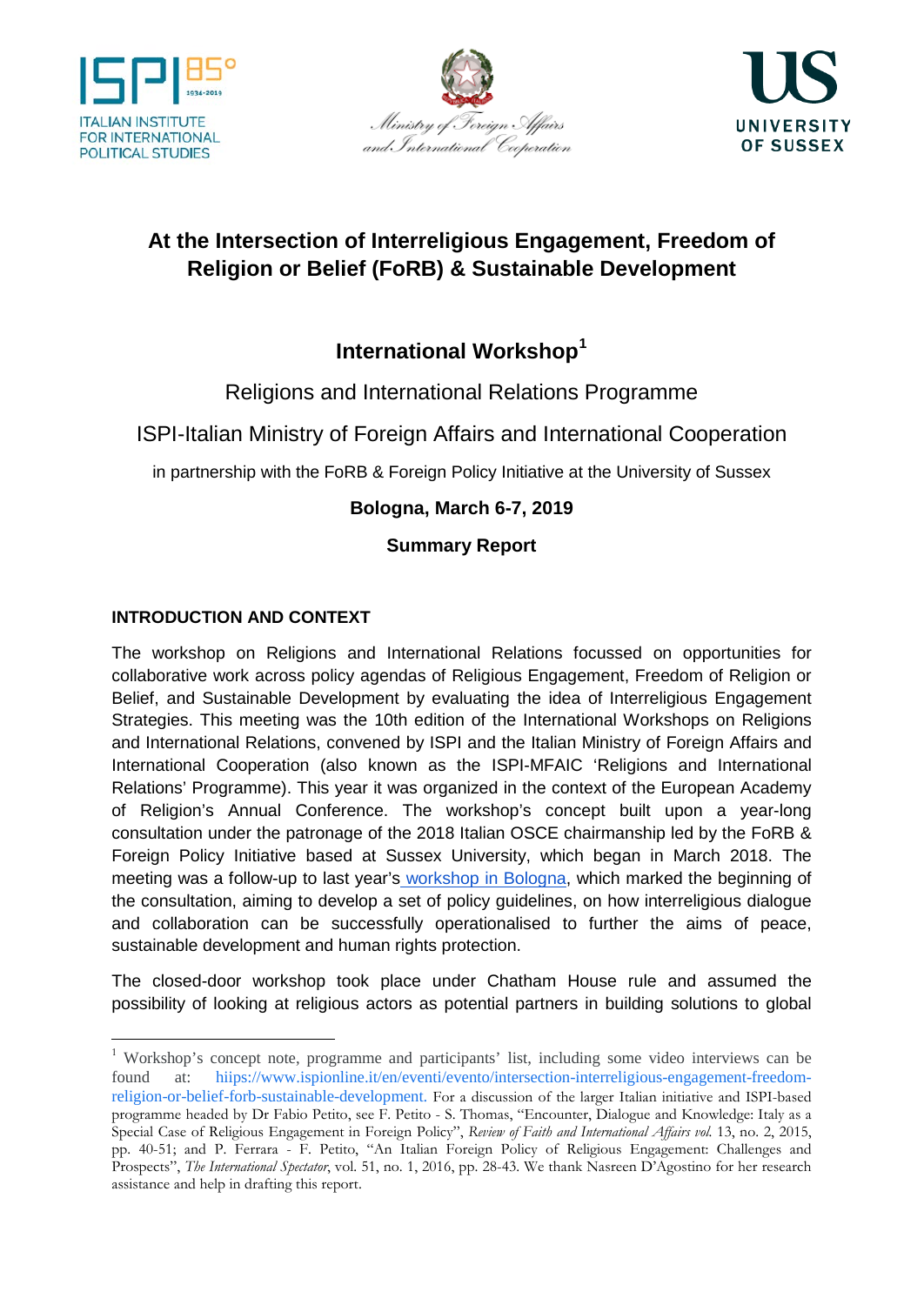# At the Intersection of Interreligious Engagement, Freedom of Religion or Belief (FoRB) & Sustainable Development

## International Workshop[1]

Religions and International Relations Programme

ISPI-Italian Ministry of Foreign Affairs and International Cooperation

in partnership with the FoRB & Foreign Policy Initiative at the University of Sussex

**Bologna, March 6-7, 2019**

**Summary Report**

### INTRODUCTION AND CONTEXT

The workshop on Religions and International Relations focussed on opportunities for collaborative work across policy agendas of Religious Engagement, Freedom of Religion or Belief, and Sustainable Development by evaluating the idea of Interreligious Engagement Strategies. This meeting was the 10th edition of the International Workshops on Religions and International Relations, convened by ISPI and the Italian Ministry of Foreign Affairs and International Cooperation (also known as the ISPI-MFAIC 'Religions and International Relations' Programme). This year it was organized in the context of the European Academy of Religion's Annual Conference. The workshop's concept built upon a year-long consultation under the patronage of the 2018 Italian OSCE chairmanship led by the FoRB & Foreign Policy Initiative based at Sussex University, which began in March 2018. The meeting was a follow-up to last year's workshop in Bologna, which marked the beginning of the consultation, aiming to develop a set of policy guidelines, on how interreligious dialogue and collaboration can be successfully operationalised to further the aims of peace, sustainable development and human rights protection.

The closed-door workshop took place under Chatham House rule and assumed the possibility of looking at religious actors as potential partners in building solutions to global

---

[1] Workshop's concept note, programme and participants' list, including some video interviews can be found at: hiips://www.ispionline.it/en/eventi/evento/intersection-interreligious-engagement-freedom-religion-or-belief-forb-sustainable-development. For a discussion of the larger Italian initiative and ISPI-based programme headed by Dr Fabio Petito, see F. Petito - S. Thomas, "Encounter, Dialogue and Knowledge: Italy as a Special Case of Religious Engagement in Foreign Policy", *Review of Faith and International Affairs vol.* 13, no. 2, 2015, pp. 40-51; and P. Ferrara - F. Petito, "An Italian Foreign Policy of Religious Engagement: Challenges and Prospects", *The International Spectator*, vol. 51, no. 1, 2016, pp. 28-43. We thank Nasreen D'Agostino for her research assistance and help in drafting this report.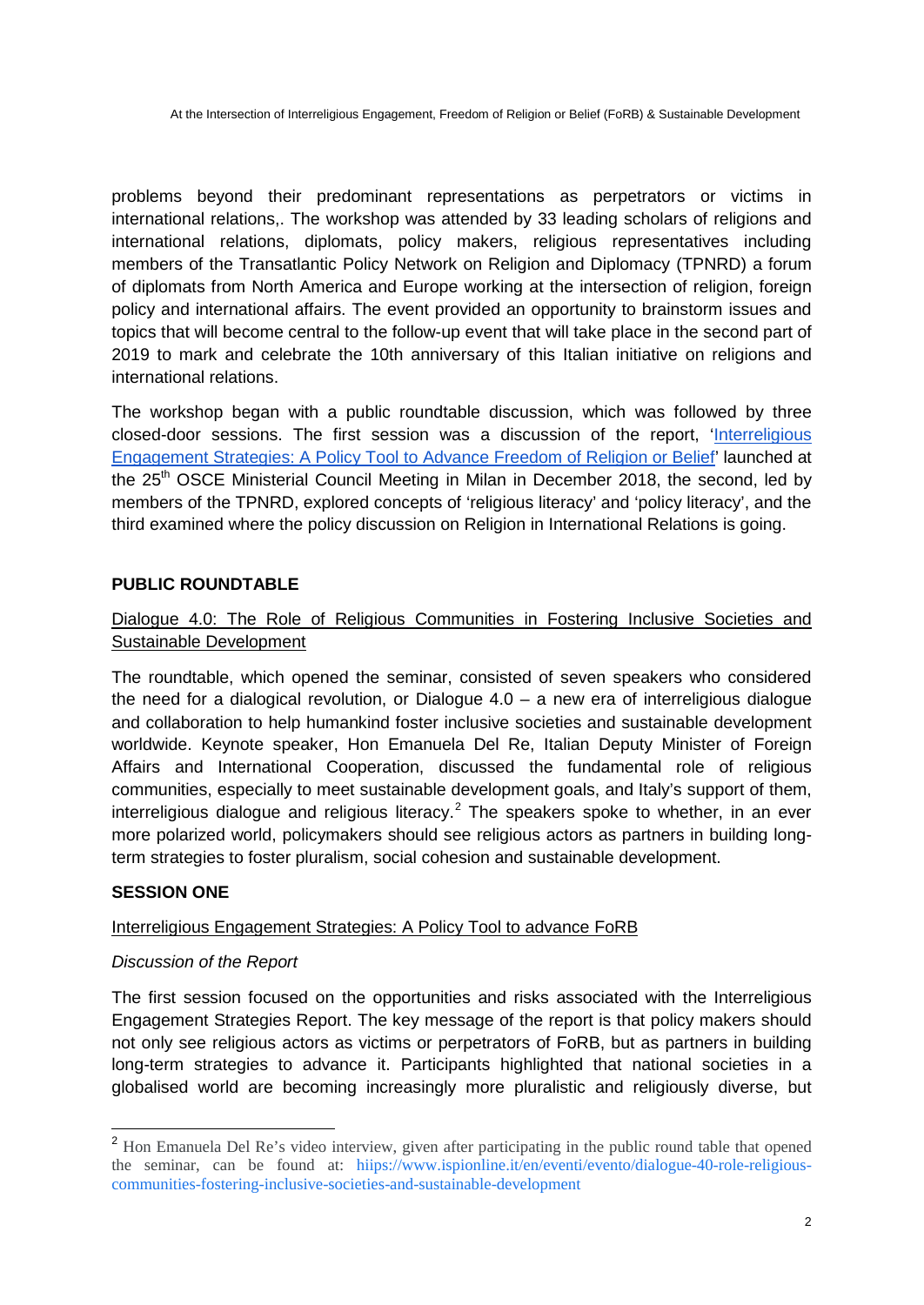problems beyond their predominant representations as perpetrators or victims in international relations,. The workshop was attended by 33 leading scholars of religions and international relations, diplomats, policy makers, religious representatives including members of the Transatlantic Policy Network on Religion and Diplomacy (TPNRD) a forum of diplomats from North America and Europe working at the intersection of religion, foreign policy and international affairs. The event provided an opportunity to brainstorm issues and topics that will become central to the follow-up event that will take place in the second part of 2019 to mark and celebrate the 10th anniversary of this Italian initiative on religions and international relations.

The workshop began with a public roundtable discussion, which was followed by three closed-door sessions. The first session was a discussion of the report, '[Interreligious Engagement Strategies: A Policy Tool to Advance Freedom of Religion or Belief]' launched at the 25th OSCE Ministerial Council Meeting in Milan in December 2018, the second, led by members of the TPNRD, explored concepts of 'religious literacy' and 'policy literacy', and the third examined where the policy discussion on Religion in International Relations is going.

## PUBLIC ROUNDTABLE

### Dialogue 4.0: The Role of Religious Communities in Fostering Inclusive Societies and Sustainable Development

The roundtable, which opened the seminar, consisted of seven speakers who considered the need for a dialogical revolution, or Dialogue 4.0 – a new era of interreligious dialogue and collaboration to help humankind foster inclusive societies and sustainable development worldwide. Keynote speaker, Hon Emanuela Del Re, Italian Deputy Minister of Foreign Affairs and International Cooperation, discussed the fundamental role of religious communities, especially to meet sustainable development goals, and Italy's support of them, interreligious dialogue and religious literacy.[2] The speakers spoke to whether, in an ever more polarized world, policymakers should see religious actors as partners in building long-term strategies to foster pluralism, social cohesion and sustainable development.

## SESSION ONE

### Interreligious Engagement Strategies: A Policy Tool to advance FoRB

*Discussion of the Report*

The first session focused on the opportunities and risks associated with the Interreligious Engagement Strategies Report. The key message of the report is that policy makers should not only see religious actors as victims or perpetrators of FoRB, but as partners in building long-term strategies to advance it. Participants highlighted that national societies in a globalised world are becoming increasingly more pluralistic and religiously diverse, but

---

[2] Hon Emanuela Del Re's video interview, given after participating in the public round table that opened the seminar, can be found at: hiips://www.ispionline.it/en/eventi/evento/dialogue-40-role-religious-communities-fostering-inclusive-societies-and-sustainable-development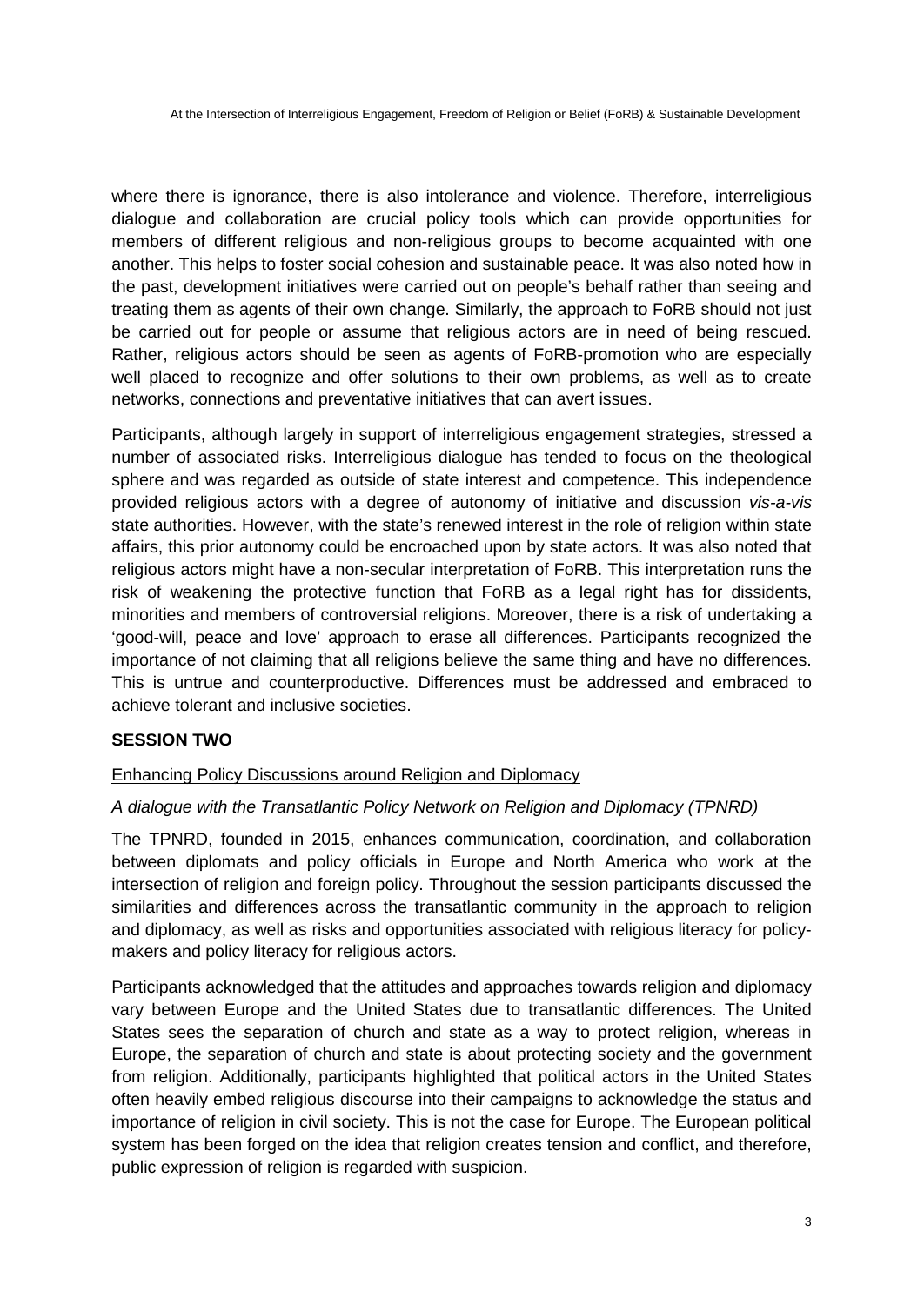where there is ignorance, there is also intolerance and violence. Therefore, interreligious dialogue and collaboration are crucial policy tools which can provide opportunities for members of different religious and non-religious groups to become acquainted with one another. This helps to foster social cohesion and sustainable peace. It was also noted how in the past, development initiatives were carried out on people's behalf rather than seeing and treating them as agents of their own change. Similarly, the approach to FoRB should not just be carried out for people or assume that religious actors are in need of being rescued. Rather, religious actors should be seen as agents of FoRB-promotion who are especially well placed to recognize and offer solutions to their own problems, as well as to create networks, connections and preventative initiatives that can avert issues.

Participants, although largely in support of interreligious engagement strategies, stressed a number of associated risks. Interreligious dialogue has tended to focus on the theological sphere and was regarded as outside of state interest and competence. This independence provided religious actors with a degree of autonomy of initiative and discussion *vis-a-vis* state authorities. However, with the state's renewed interest in the role of religion within state affairs, this prior autonomy could be encroached upon by state actors. It was also noted that religious actors might have a non-secular interpretation of FoRB. This interpretation runs the risk of weakening the protective function that FoRB as a legal right has for dissidents, minorities and members of controversial religions. Moreover, there is a risk of undertaking a 'good-will, peace and love' approach to erase all differences. Participants recognized the importance of not claiming that all religions believe the same thing and have no differences. This is untrue and counterproductive. Differences must be addressed and embraced to achieve tolerant and inclusive societies.

## SESSION TWO

<u>Enhancing Policy Discussions around Religion and Diplomacy</u>

*A dialogue with the Transatlantic Policy Network on Religion and Diplomacy (TPNRD)*

The TPNRD, founded in 2015, enhances communication, coordination, and collaboration between diplomats and policy officials in Europe and North America who work at the intersection of religion and foreign policy. Throughout the session participants discussed the similarities and differences across the transatlantic community in the approach to religion and diplomacy, as well as risks and opportunities associated with religious literacy for policy-makers and policy literacy for religious actors.

Participants acknowledged that the attitudes and approaches towards religion and diplomacy vary between Europe and the United States due to transatlantic differences. The United States sees the separation of church and state as a way to protect religion, whereas in Europe, the separation of church and state is about protecting society and the government from religion. Additionally, participants highlighted that political actors in the United States often heavily embed religious discourse into their campaigns to acknowledge the status and importance of religion in civil society. This is not the case for Europe. The European political system has been forged on the idea that religion creates tension and conflict, and therefore, public expression of religion is regarded with suspicion.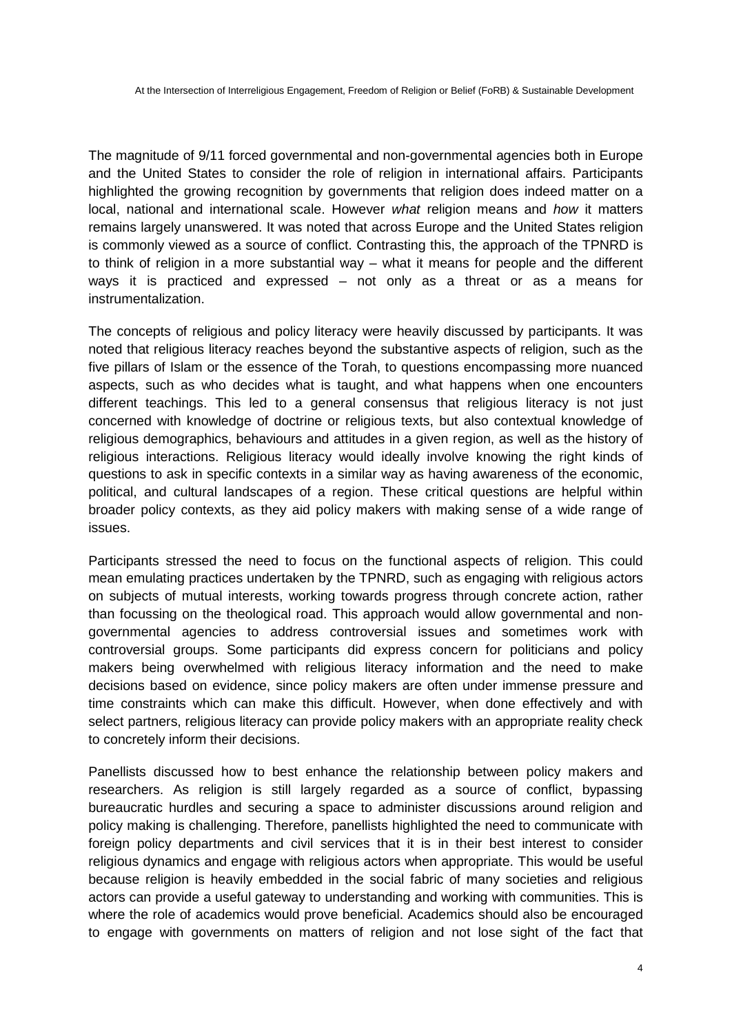The magnitude of 9/11 forced governmental and non-governmental agencies both in Europe and the United States to consider the role of religion in international affairs. Participants highlighted the growing recognition by governments that religion does indeed matter on a local, national and international scale. However *what* religion means and *how* it matters remains largely unanswered. It was noted that across Europe and the United States religion is commonly viewed as a source of conflict. Contrasting this, the approach of the TPNRD is to think of religion in a more substantial way – what it means for people and the different ways it is practiced and expressed – not only as a threat or as a means for instrumentalization.

The concepts of religious and policy literacy were heavily discussed by participants. It was noted that religious literacy reaches beyond the substantive aspects of religion, such as the five pillars of Islam or the essence of the Torah, to questions encompassing more nuanced aspects, such as who decides what is taught, and what happens when one encounters different teachings. This led to a general consensus that religious literacy is not just concerned with knowledge of doctrine or religious texts, but also contextual knowledge of religious demographics, behaviours and attitudes in a given region, as well as the history of religious interactions. Religious literacy would ideally involve knowing the right kinds of questions to ask in specific contexts in a similar way as having awareness of the economic, political, and cultural landscapes of a region. These critical questions are helpful within broader policy contexts, as they aid policy makers with making sense of a wide range of issues.

Participants stressed the need to focus on the functional aspects of religion. This could mean emulating practices undertaken by the TPNRD, such as engaging with religious actors on subjects of mutual interests, working towards progress through concrete action, rather than focussing on the theological road. This approach would allow governmental and non-governmental agencies to address controversial issues and sometimes work with controversial groups. Some participants did express concern for politicians and policy makers being overwhelmed with religious literacy information and the need to make decisions based on evidence, since policy makers are often under immense pressure and time constraints which can make this difficult. However, when done effectively and with select partners, religious literacy can provide policy makers with an appropriate reality check to concretely inform their decisions.

Panellists discussed how to best enhance the relationship between policy makers and researchers. As religion is still largely regarded as a source of conflict, bypassing bureaucratic hurdles and securing a space to administer discussions around religion and policy making is challenging. Therefore, panellists highlighted the need to communicate with foreign policy departments and civil services that it is in their best interest to consider religious dynamics and engage with religious actors when appropriate. This would be useful because religion is heavily embedded in the social fabric of many societies and religious actors can provide a useful gateway to understanding and working with communities. This is where the role of academics would prove beneficial. Academics should also be encouraged to engage with governments on matters of religion and not lose sight of the fact that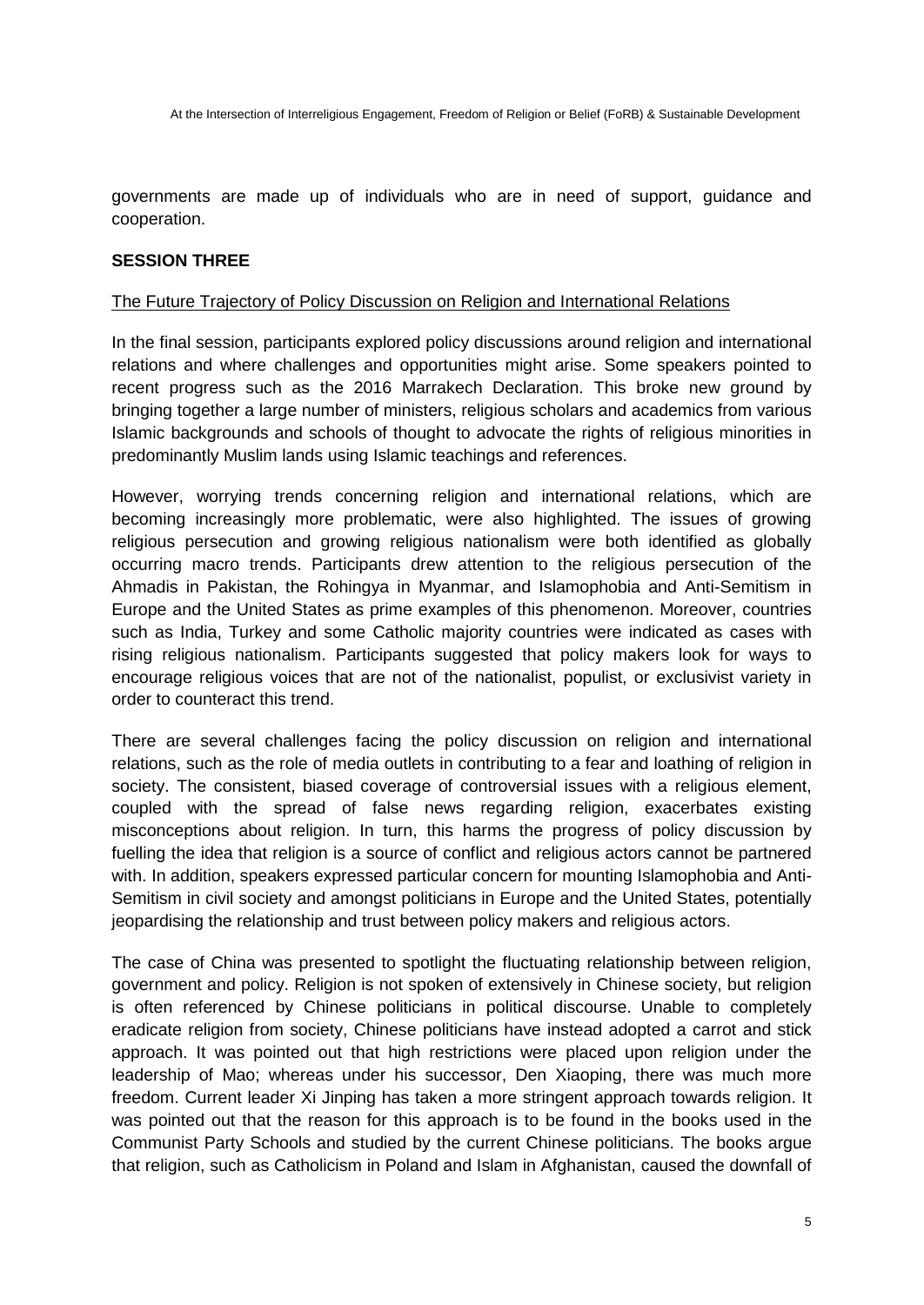governments are made up of individuals who are in need of support, guidance and cooperation.

**SESSION THREE**

The Future Trajectory of Policy Discussion on Religion and International Relations

In the final session, participants explored policy discussions around religion and international relations and where challenges and opportunities might arise. Some speakers pointed to recent progress such as the 2016 Marrakech Declaration. This broke new ground by bringing together a large number of ministers, religious scholars and academics from various Islamic backgrounds and schools of thought to advocate the rights of religious minorities in predominantly Muslim lands using Islamic teachings and references.

However, worrying trends concerning religion and international relations, which are becoming increasingly more problematic, were also highlighted. The issues of growing religious persecution and growing religious nationalism were both identified as globally occurring macro trends. Participants drew attention to the religious persecution of the Ahmadis in Pakistan, the Rohingya in Myanmar, and Islamophobia and Anti-Semitism in Europe and the United States as prime examples of this phenomenon. Moreover, countries such as India, Turkey and some Catholic majority countries were indicated as cases with rising religious nationalism. Participants suggested that policy makers look for ways to encourage religious voices that are not of the nationalist, populist, or exclusivist variety in order to counteract this trend.

There are several challenges facing the policy discussion on religion and international relations, such as the role of media outlets in contributing to a fear and loathing of religion in society. The consistent, biased coverage of controversial issues with a religious element, coupled with the spread of false news regarding religion, exacerbates existing misconceptions about religion. In turn, this harms the progress of policy discussion by fuelling the idea that religion is a source of conflict and religious actors cannot be partnered with. In addition, speakers expressed particular concern for mounting Islamophobia and Anti-Semitism in civil society and amongst politicians in Europe and the United States, potentially jeopardising the relationship and trust between policy makers and religious actors.

The case of China was presented to spotlight the fluctuating relationship between religion, government and policy. Religion is not spoken of extensively in Chinese society, but religion is often referenced by Chinese politicians in political discourse. Unable to completely eradicate religion from society, Chinese politicians have instead adopted a carrot and stick approach. It was pointed out that high restrictions were placed upon religion under the leadership of Mao; whereas under his successor, Den Xiaoping, there was much more freedom. Current leader Xi Jinping has taken a more stringent approach towards religion. It was pointed out that the reason for this approach is to be found in the books used in the Communist Party Schools and studied by the current Chinese politicians. The books argue that religion, such as Catholicism in Poland and Islam in Afghanistan, caused the downfall of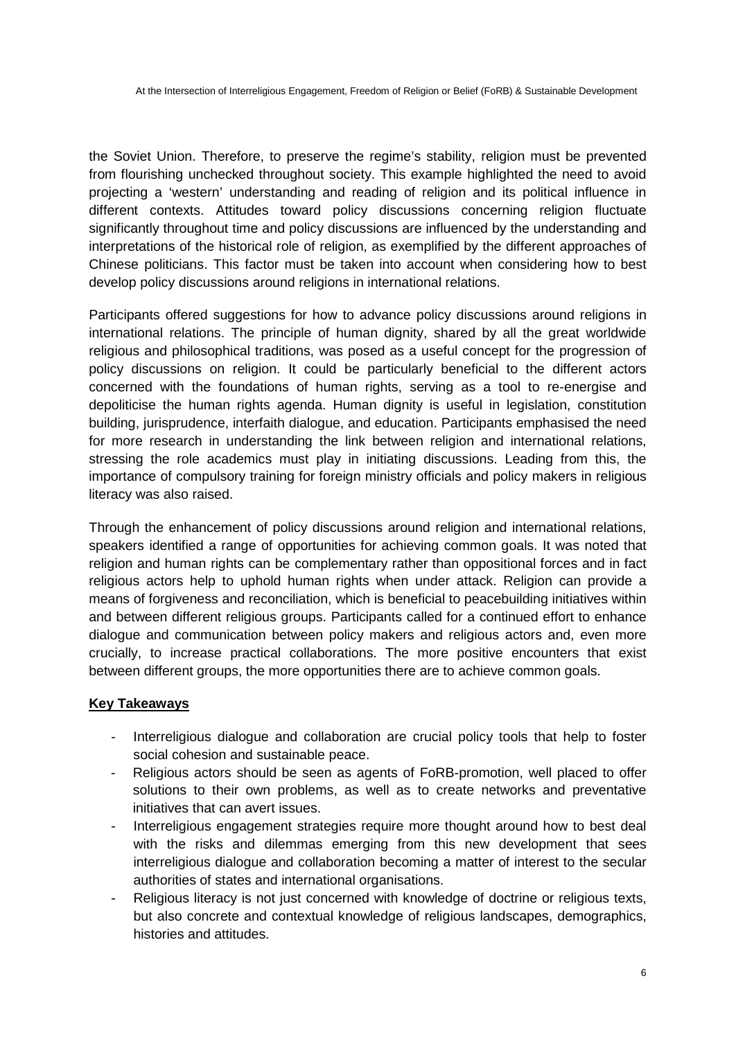the Soviet Union. Therefore, to preserve the regime's stability, religion must be prevented from flourishing unchecked throughout society. This example highlighted the need to avoid projecting a 'western' understanding and reading of religion and its political influence in different contexts. Attitudes toward policy discussions concerning religion fluctuate significantly throughout time and policy discussions are influenced by the understanding and interpretations of the historical role of religion, as exemplified by the different approaches of Chinese politicians. This factor must be taken into account when considering how to best develop policy discussions around religions in international relations.

Participants offered suggestions for how to advance policy discussions around religions in international relations. The principle of human dignity, shared by all the great worldwide religious and philosophical traditions, was posed as a useful concept for the progression of policy discussions on religion. It could be particularly beneficial to the different actors concerned with the foundations of human rights, serving as a tool to re-energise and depoliticise the human rights agenda. Human dignity is useful in legislation, constitution building, jurisprudence, interfaith dialogue, and education. Participants emphasised the need for more research in understanding the link between religion and international relations, stressing the role academics must play in initiating discussions. Leading from this, the importance of compulsory training for foreign ministry officials and policy makers in religious literacy was also raised.

Through the enhancement of policy discussions around religion and international relations, speakers identified a range of opportunities for achieving common goals. It was noted that religion and human rights can be complementary rather than oppositional forces and in fact religious actors help to uphold human rights when under attack. Religion can provide a means of forgiveness and reconciliation, which is beneficial to peacebuilding initiatives within and between different religious groups. Participants called for a continued effort to enhance dialogue and communication between policy makers and religious actors and, even more crucially, to increase practical collaborations. The more positive encounters that exist between different groups, the more opportunities there are to achieve common goals.

**Key Takeaways**

- Interreligious dialogue and collaboration are crucial policy tools that help to foster social cohesion and sustainable peace.
- Religious actors should be seen as agents of FoRB-promotion, well placed to offer solutions to their own problems, as well as to create networks and preventative initiatives that can avert issues.
- Interreligious engagement strategies require more thought around how to best deal with the risks and dilemmas emerging from this new development that sees interreligious dialogue and collaboration becoming a matter of interest to the secular authorities of states and international organisations.
- Religious literacy is not just concerned with knowledge of doctrine or religious texts, but also concrete and contextual knowledge of religious landscapes, demographics, histories and attitudes.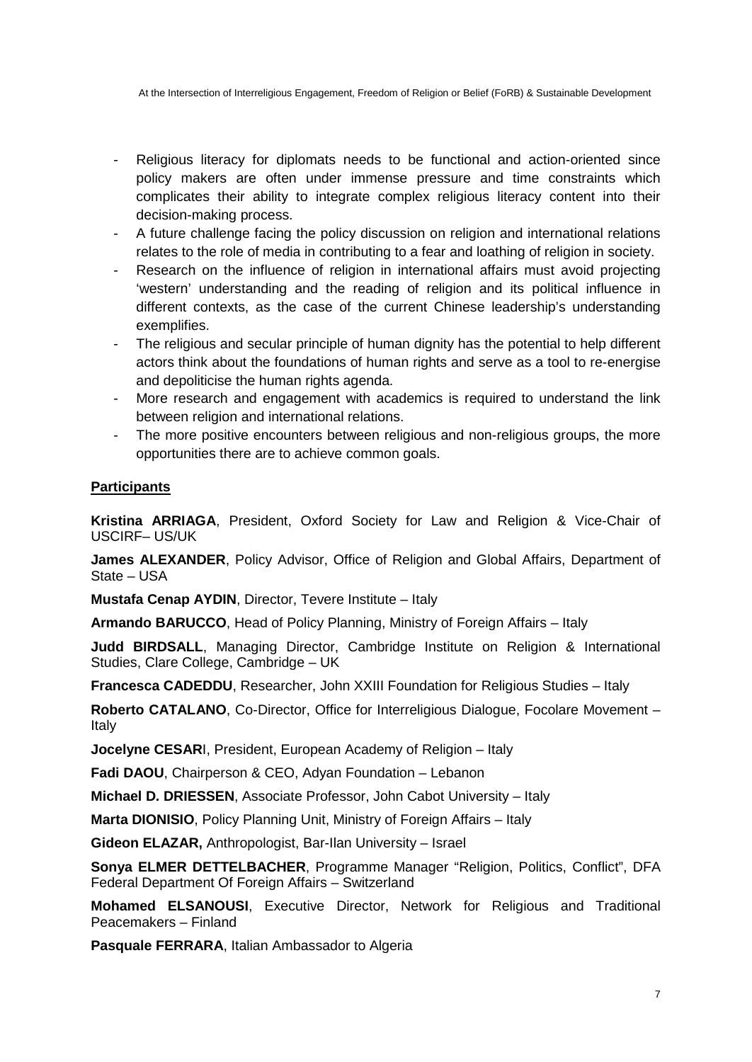- Religious literacy for diplomats needs to be functional and action-oriented since policy makers are often under immense pressure and time constraints which complicates their ability to integrate complex religious literacy content into their decision-making process.
- A future challenge facing the policy discussion on religion and international relations relates to the role of media in contributing to a fear and loathing of religion in society.
- Research on the influence of religion in international affairs must avoid projecting 'western' understanding and the reading of religion and its political influence in different contexts, as the case of the current Chinese leadership's understanding exemplifies.
- The religious and secular principle of human dignity has the potential to help different actors think about the foundations of human rights and serve as a tool to re-energise and depoliticise the human rights agenda.
- More research and engagement with academics is required to understand the link between religion and international relations.
- The more positive encounters between religious and non-religious groups, the more opportunities there are to achieve common goals.

**Participants**

**Kristina ARRIAGA**, President, Oxford Society for Law and Religion & Vice-Chair of USCIRF– US/UK

**James ALEXANDER**, Policy Advisor, Office of Religion and Global Affairs, Department of State – USA

**Mustafa Cenap AYDIN**, Director, Tevere Institute – Italy

**Armando BARUCCO**, Head of Policy Planning, Ministry of Foreign Affairs – Italy

**Judd BIRDSALL**, Managing Director, Cambridge Institute on Religion & International Studies, Clare College, Cambridge – UK

**Francesca CADEDDU**, Researcher, John XXIII Foundation for Religious Studies – Italy

**Roberto CATALANO**, Co-Director, Office for Interreligious Dialogue, Focolare Movement – Italy

**Jocelyne CESARI**, President, European Academy of Religion – Italy

**Fadi DAOU**, Chairperson & CEO, Adyan Foundation – Lebanon

**Michael D. DRIESSEN**, Associate Professor, John Cabot University – Italy

**Marta DIONISIO**, Policy Planning Unit, Ministry of Foreign Affairs – Italy

**Gideon ELAZAR,** Anthropologist, Bar-Ilan University – Israel

**Sonya ELMER DETTELBACHER**, Programme Manager "Religion, Politics, Conflict", DFA Federal Department Of Foreign Affairs – Switzerland

**Mohamed ELSANOUSI**, Executive Director, Network for Religious and Traditional Peacemakers – Finland

**Pasquale FERRARA**, Italian Ambassador to Algeria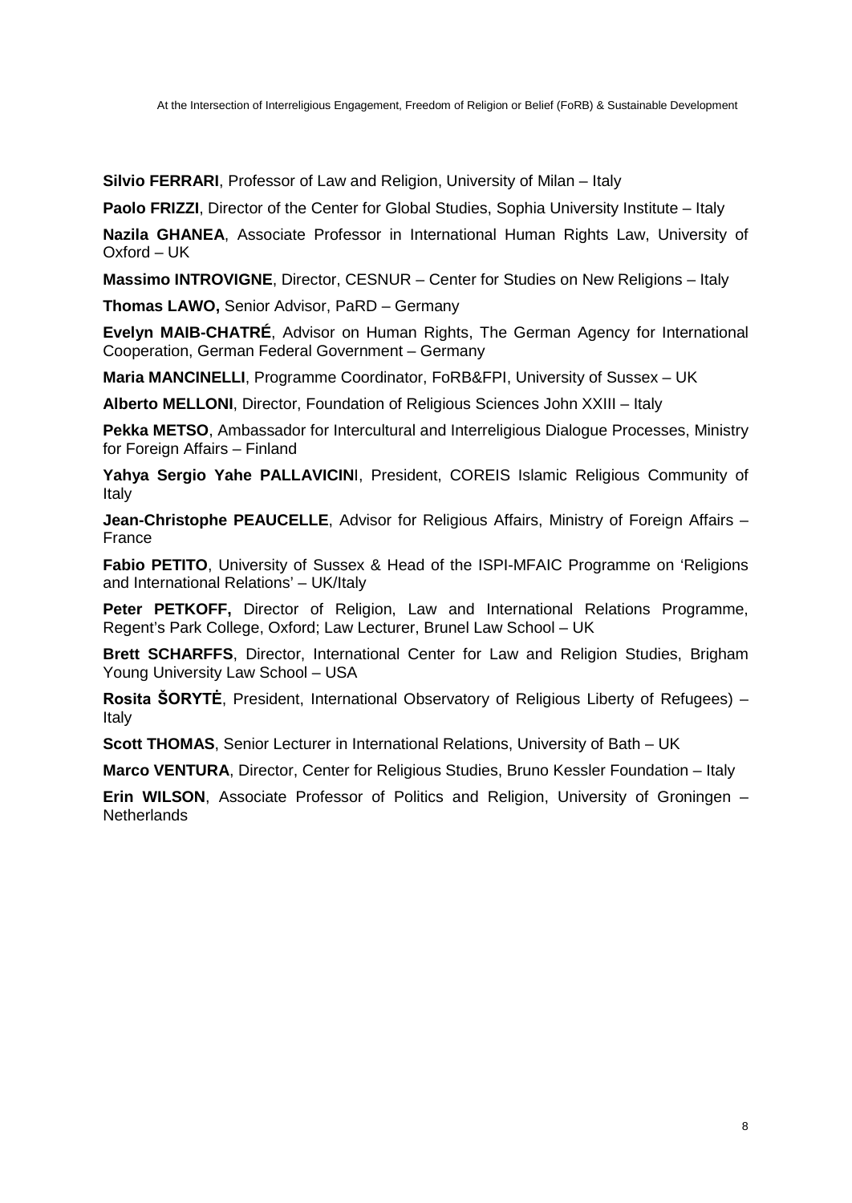**Silvio FERRARI**, Professor of Law and Religion, University of Milan – Italy

**Paolo FRIZZI**, Director of the Center for Global Studies, Sophia University Institute – Italy

**Nazila GHANEA**, Associate Professor in International Human Rights Law, University of Oxford – UK

**Massimo INTROVIGNE**, Director, CESNUR – Center for Studies on New Religions – Italy

**Thomas LAWO,** Senior Advisor, PaRD – Germany

**Evelyn MAIB-CHATRÉ**, Advisor on Human Rights, The German Agency for International Cooperation, German Federal Government – Germany

**Maria MANCINELLI**, Programme Coordinator, FoRB&FPI, University of Sussex – UK

**Alberto MELLONI**, Director, Foundation of Religious Sciences John XXIII – Italy

**Pekka METSO**, Ambassador for Intercultural and Interreligious Dialogue Processes, Ministry for Foreign Affairs – Finland

**Yahya Sergio Yahe PALLAVICINI**, President, COREIS Islamic Religious Community of Italy

**Jean-Christophe PEAUCELLE**, Advisor for Religious Affairs, Ministry of Foreign Affairs – France

**Fabio PETITO**, University of Sussex & Head of the ISPI-MFAIC Programme on 'Religions and International Relations' – UK/Italy

**Peter PETKOFF,** Director of Religion, Law and International Relations Programme, Regent's Park College, Oxford; Law Lecturer, Brunel Law School – UK

**Brett SCHARFFS**, Director, International Center for Law and Religion Studies, Brigham Young University Law School – USA

**Rosita ŠORYTĖ**, President, International Observatory of Religious Liberty of Refugees) – Italy

**Scott THOMAS**, Senior Lecturer in International Relations, University of Bath – UK

**Marco VENTURA**, Director, Center for Religious Studies, Bruno Kessler Foundation – Italy

**Erin WILSON**, Associate Professor of Politics and Religion, University of Groningen – Netherlands